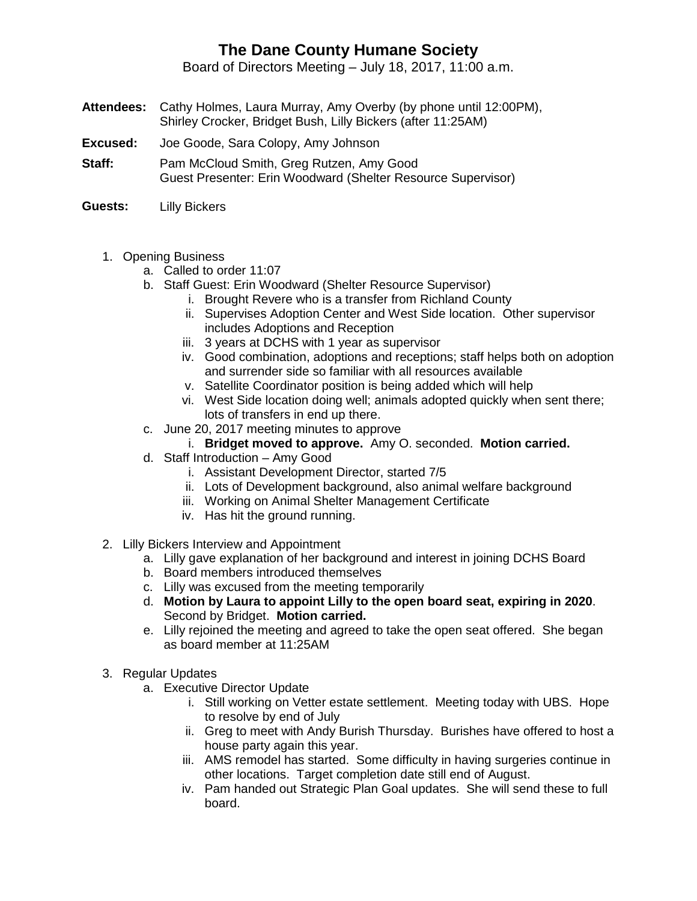# The Dane County Humane Society

Board of Directors Meeting – July 18, 2017, 11:00 a.m.

**Attendees:** Cathy Holmes, Laura Murray, Amy Overby (by phone until 12:00PM), Shirley Crocker, Bridget Bush, Lilly Bickers (after 11:25AM)

**Excused:** Joe Goode, Sara Colopy, Amy Johnson

**Staff:** Pam McCloud Smith, Greg Rutzen, Amy Good
Guest Presenter: Erin Woodward (Shelter Resource Supervisor)

**Guests:** Lilly Bickers

1. Opening Business
   a. Called to order 11:07
   b. Staff Guest: Erin Woodward (Shelter Resource Supervisor)
      i. Brought Revere who is a transfer from Richland County
      ii. Supervises Adoption Center and West Side location. Other supervisor includes Adoptions and Reception
      iii. 3 years at DCHS with 1 year as supervisor
      iv. Good combination, adoptions and receptions; staff helps both on adoption and surrender side so familiar with all resources available
      v. Satellite Coordinator position is being added which will help
      vi. West Side location doing well; animals adopted quickly when sent there; lots of transfers in end up there.
   c. June 20, 2017 meeting minutes to approve
      i. **Bridget moved to approve.** Amy O. seconded. **Motion carried.**
   d. Staff Introduction – Amy Good
      i. Assistant Development Director, started 7/5
      ii. Lots of Development background, also animal welfare background
      iii. Working on Animal Shelter Management Certificate
      iv. Has hit the ground running.

2. Lilly Bickers Interview and Appointment
   a. Lilly gave explanation of her background and interest in joining DCHS Board
   b. Board members introduced themselves
   c. Lilly was excused from the meeting temporarily
   d. **Motion by Laura to appoint Lilly to the open board seat, expiring in 2020**. Second by Bridget. **Motion carried.**
   e. Lilly rejoined the meeting and agreed to take the open seat offered. She began as board member at 11:25AM

3. Regular Updates
   a. Executive Director Update
      i. Still working on Vetter estate settlement. Meeting today with UBS. Hope to resolve by end of July
      ii. Greg to meet with Andy Burish Thursday. Burishes have offered to host a house party again this year.
      iii. AMS remodel has started. Some difficulty in having surgeries continue in other locations. Target completion date still end of August.
      iv. Pam handed out Strategic Plan Goal updates. She will send these to full board.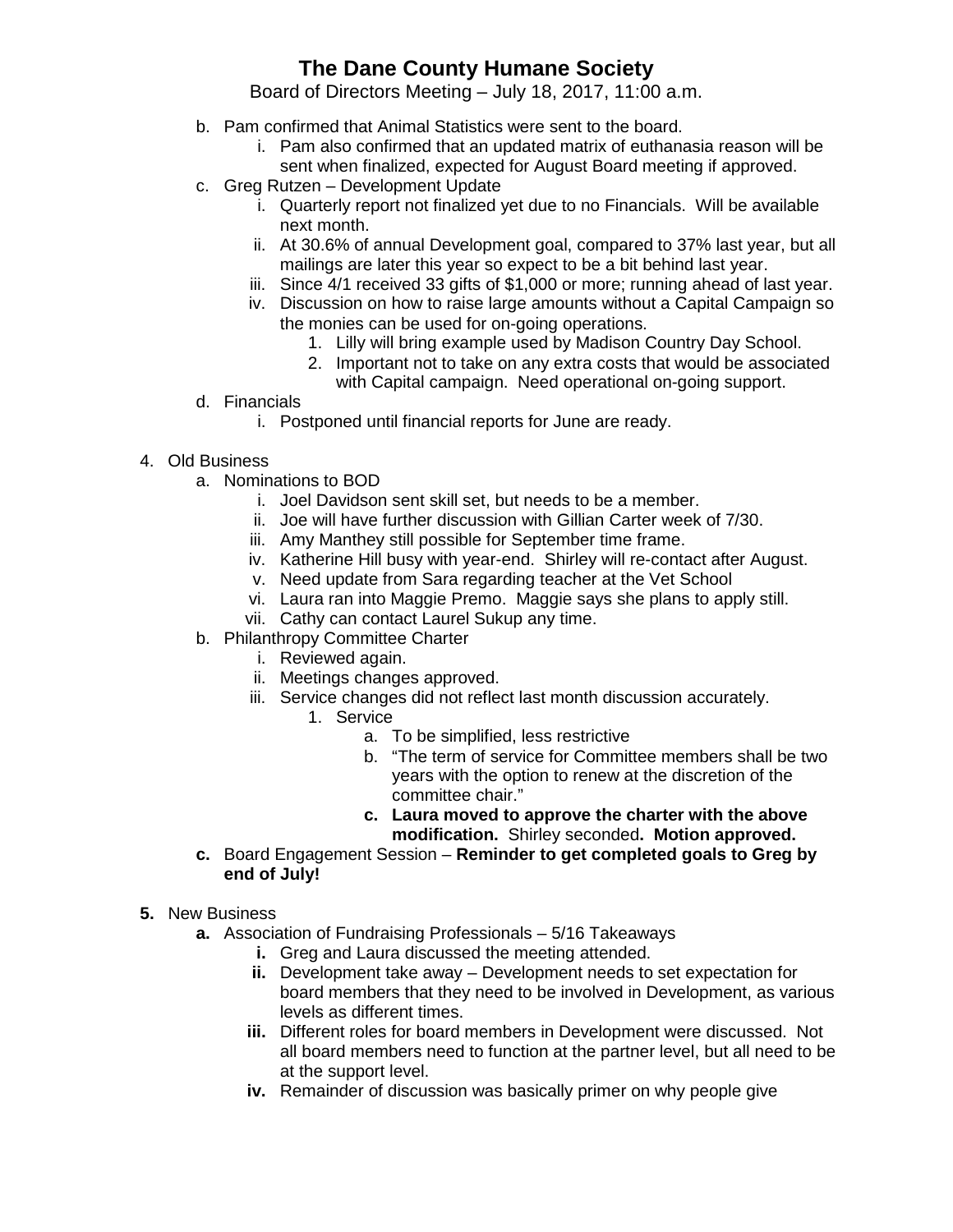# The Dane County Humane Society

Board of Directors Meeting – July 18, 2017, 11:00 a.m.

- b. Pam confirmed that Animal Statistics were sent to the board.
    - i. Pam also confirmed that an updated matrix of euthanasia reason will be sent when finalized, expected for August Board meeting if approved.
- c. Greg Rutzen – Development Update
    - i. Quarterly report not finalized yet due to no Financials. Will be available next month.
    - ii. At 30.6% of annual Development goal, compared to 37% last year, but all mailings are later this year so expect to be a bit behind last year.
    - iii. Since 4/1 received 33 gifts of $1,000 or more; running ahead of last year.
    - iv. Discussion on how to raise large amounts without a Capital Campaign so the monies can be used for on-going operations.
        1. Lilly will bring example used by Madison Country Day School.
        2. Important not to take on any extra costs that would be associated with Capital campaign. Need operational on-going support.
- d. Financials
    - i. Postponed until financial reports for June are ready.

4. Old Business
    - a. Nominations to BOD
        - i. Joel Davidson sent skill set, but needs to be a member.
        - ii. Joe will have further discussion with Gillian Carter week of 7/30.
        - iii. Amy Manthey still possible for September time frame.
        - iv. Katherine Hill busy with year-end. Shirley will re-contact after August.
        - v. Need update from Sara regarding teacher at the Vet School
        - vi. Laura ran into Maggie Premo. Maggie says she plans to apply still.
        - vii. Cathy can contact Laurel Sukup any time.
    - b. Philanthropy Committee Charter
        - i. Reviewed again.
        - ii. Meetings changes approved.
        - iii. Service changes did not reflect last month discussion accurately.
            1. Service
                - a. To be simplified, less restrictive
                - b. "The term of service for Committee members shall be two years with the option to renew at the discretion of the committee chair."
                - c. **Laura moved to approve the charter with the above modification.** Shirley seconded**. Motion approved.**
    - **c.** Board Engagement Session – **Reminder to get completed goals to Greg by end of July!**

**5.** New Business
- **a.** Association of Fundraising Professionals – 5/16 Takeaways
    - **i.** Greg and Laura discussed the meeting attended.
    - **ii.** Development take away – Development needs to set expectation for board members that they need to be involved in Development, as various levels as different times.
    - **iii.** Different roles for board members in Development were discussed. Not all board members need to function at the partner level, but all need to be at the support level.
    - **iv.** Remainder of discussion was basically primer on why people give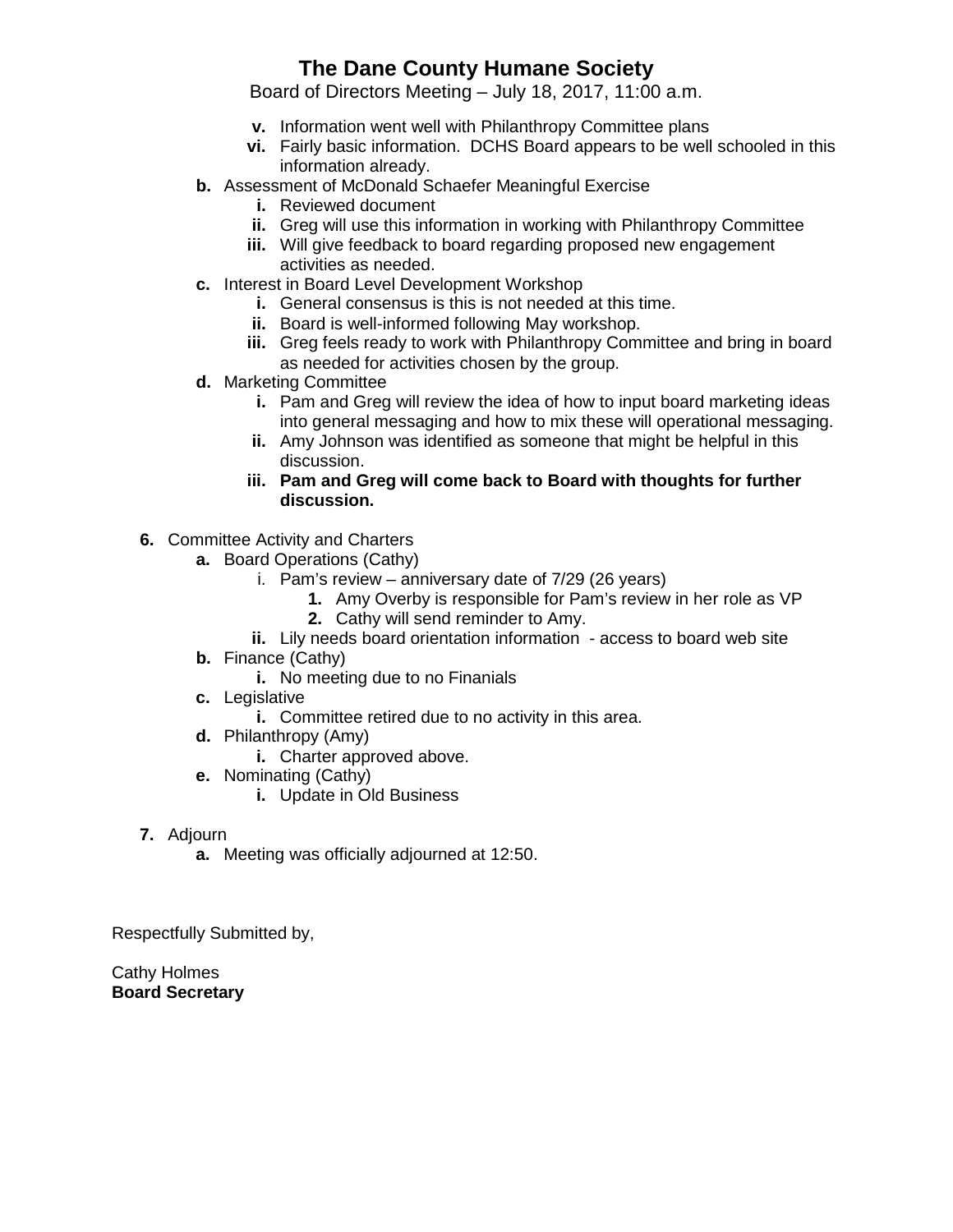v. Information went well with Philanthropy Committee plans
vi. Fairly basic information. DCHS Board appears to be well schooled in this information already.

b. Assessment of McDonald Schaefer Meaningful Exercise
   i. Reviewed document
   ii. Greg will use this information in working with Philanthropy Committee
   iii. Will give feedback to board regarding proposed new engagement activities as needed.

c. Interest in Board Level Development Workshop
   i. General consensus is this is not needed at this time.
   ii. Board is well-informed following May workshop.
   iii. Greg feels ready to work with Philanthropy Committee and bring in board as needed for activities chosen by the group.

d. Marketing Committee
   i. Pam and Greg will review the idea of how to input board marketing ideas into general messaging and how to mix these will operational messaging.
   ii. Amy Johnson was identified as someone that might be helpful in this discussion.
   iii. **Pam and Greg will come back to Board with thoughts for further discussion.**

6. Committee Activity and Charters
   a. Board Operations (Cathy)
      i. Pam's review – anniversary date of 7/29 (26 years)
         1. Amy Overby is responsible for Pam's review in her role as VP
         2. Cathy will send reminder to Amy.
      ii. Lily needs board orientation information - access to board web site
   b. Finance (Cathy)
      i. No meeting due to no Finanials
   c. Legislative
      i. Committee retired due to no activity in this area.
   d. Philanthropy (Amy)
      i. Charter approved above.
   e. Nominating (Cathy)
      i. Update in Old Business

7. Adjourn
   a. Meeting was officially adjourned at 12:50.

Respectfully Submitted by,

Cathy Holmes
**Board Secretary**